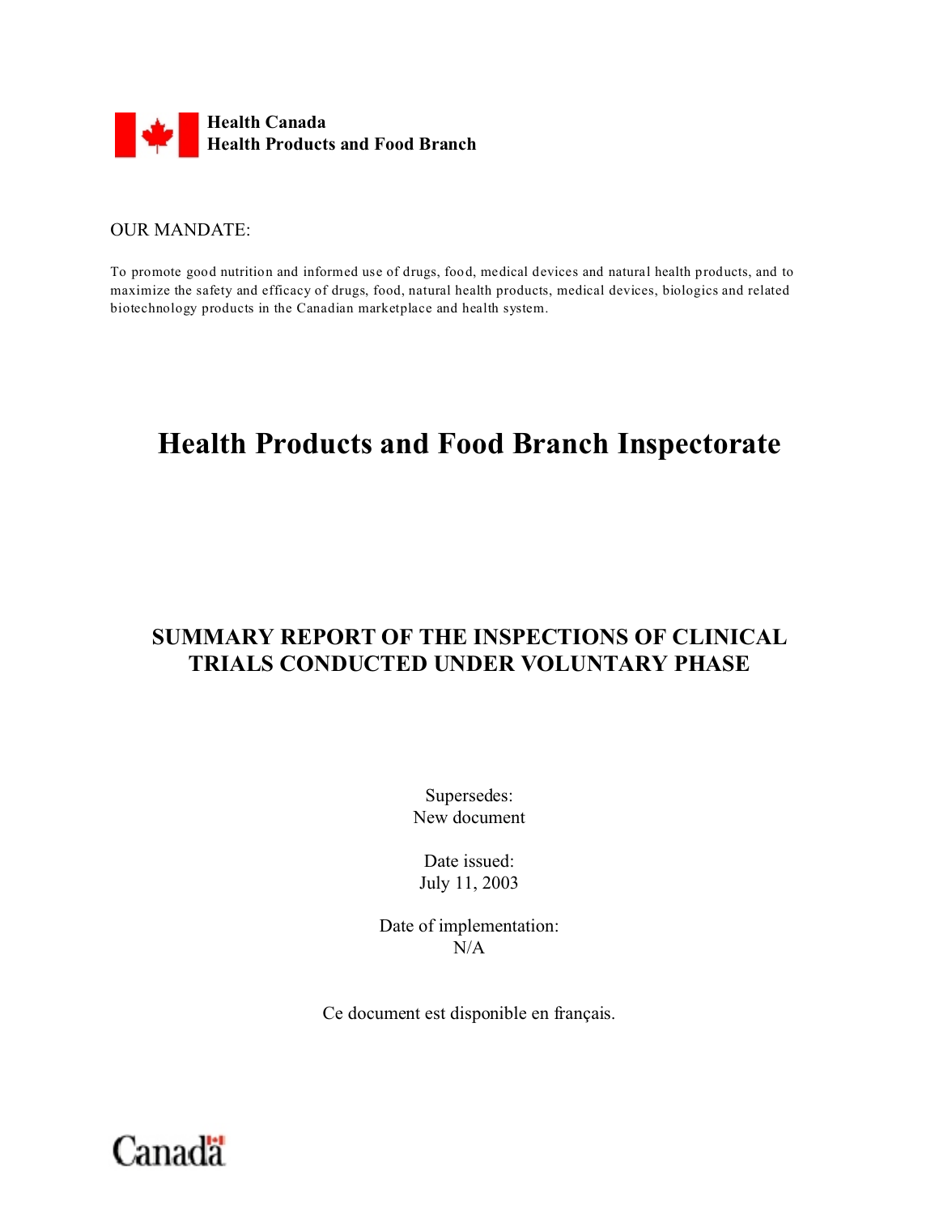**Health Canada**
**Health Products and Food Branch**

OUR MANDATE:

To promote good nutrition and informed use of drugs, food, medical devices and natural health products, and to maximize the safety and efficacy of drugs, food, natural health products, medical devices, biologics and related biotechnology products in the Canadian marketplace and health system.

# Health Products and Food Branch Inspectorate

## SUMMARY REPORT OF THE INSPECTIONS OF CLINICAL TRIALS CONDUCTED UNDER VOLUNTARY PHASE

Supersedes:
New document

Date issued:
July 11, 2003

Date of implementation:
N/A

Ce document est disponible en français.

Canada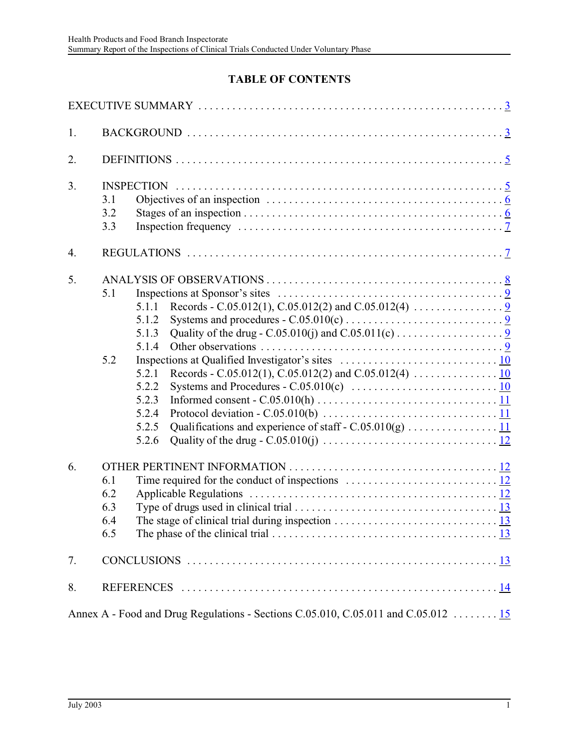# TABLE OF CONTENTS

EXECUTIVE SUMMARY ........................................................ 3

1. BACKGROUND ........................................................ 3

2. DEFINITIONS ........................................................ 5

3. INSPECTION ........................................................ 5
   - 3.1 Objectives of an inspection ........................................ 6
   - 3.2 Stages of an inspection ........................................ 6
   - 3.3 Inspection frequency ........................................ 7

4. REGULATIONS ........................................................ 7

5. ANALYSIS OF OBSERVATIONS ........................................................ 8
   - 5.1 Inspections at Sponsor's sites ........................................ 9
     - 5.1.1 Records - C.05.012(1), C.05.012(2) and C.05.012(4) ................ 9
     - 5.1.2 Systems and procedures - C.05.010(c) ................ 9
     - 5.1.3 Quality of the drug - C.05.010(j) and C.05.011(c) ................ 9
     - 5.1.4 Other observations ................ 9
   - 5.2 Inspections at Qualified Investigator's sites ........................................ 10
     - 5.2.1 Records - C.05.012(1), C.05.012(2) and C.05.012(4) ................ 10
     - 5.2.2 Systems and Procedures - C.05.010(c) ................ 10
     - 5.2.3 Informed consent - C.05.010(h) ................ 11
     - 5.2.4 Protocol deviation - C.05.010(b) ................ 11
     - 5.2.5 Qualifications and experience of staff - C.05.010(g) ................ 11
     - 5.2.6 Quality of the drug - C.05.010(j) ................ 12

6. OTHER PERTINENT INFORMATION ........................................................ 12
   - 6.1 Time required for the conduct of inspections ........................................ 12
   - 6.2 Applicable Regulations ........................................ 12
   - 6.3 Type of drugs used in clinical trial ........................................ 13
   - 6.4 The stage of clinical trial during inspection ........................................ 13
   - 6.5 The phase of the clinical trial ........................................ 13

7. CONCLUSIONS ........................................................ 13

8. REFERENCES ........................................................ 14

Annex A - Food and Drug Regulations - Sections C.05.010, C.05.011 and C.05.012 ........ 15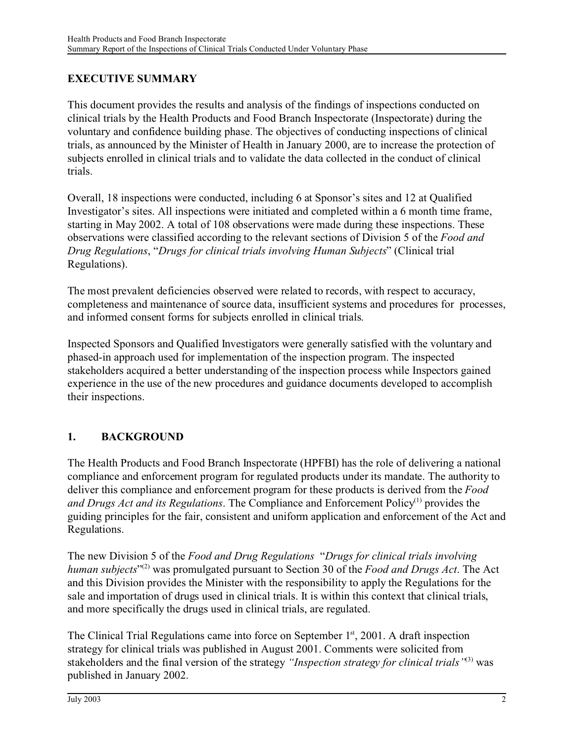## EXECUTIVE SUMMARY

This document provides the results and analysis of the findings of inspections conducted on clinical trials by the Health Products and Food Branch Inspectorate (Inspectorate) during the voluntary and confidence building phase. The objectives of conducting inspections of clinical trials, as announced by the Minister of Health in January 2000, are to increase the protection of subjects enrolled in clinical trials and to validate the data collected in the conduct of clinical trials.

Overall, 18 inspections were conducted, including 6 at Sponsor's sites and 12 at Qualified Investigator's sites. All inspections were initiated and completed within a 6 month time frame, starting in May 2002. A total of 108 observations were made during these inspections. These observations were classified according to the relevant sections of Division 5 of the *Food and Drug Regulations*, "*Drugs for clinical trials involving Human Subjects*" (Clinical trial Regulations).

The most prevalent deficiencies observed were related to records, with respect to accuracy, completeness and maintenance of source data, insufficient systems and procedures for processes, and informed consent forms for subjects enrolled in clinical trials.

Inspected Sponsors and Qualified Investigators were generally satisfied with the voluntary and phased-in approach used for implementation of the inspection program. The inspected stakeholders acquired a better understanding of the inspection process while Inspectors gained experience in the use of the new procedures and guidance documents developed to accomplish their inspections.

## 1. BACKGROUND

The Health Products and Food Branch Inspectorate (HPFBI) has the role of delivering a national compliance and enforcement program for regulated products under its mandate. The authority to deliver this compliance and enforcement program for these products is derived from the *Food and Drugs Act and its Regulations*. The Compliance and Enforcement Policy[1] provides the guiding principles for the fair, consistent and uniform application and enforcement of the Act and Regulations.

The new Division 5 of the *Food and Drug Regulations* "*Drugs for clinical trials involving human subjects*"[2] was promulgated pursuant to Section 30 of the *Food and Drugs Act*. The Act and this Division provides the Minister with the responsibility to apply the Regulations for the sale and importation of drugs used in clinical trials. It is within this context that clinical trials, and more specifically the drugs used in clinical trials, are regulated.

The Clinical Trial Regulations came into force on September 1st, 2001. A draft inspection strategy for clinical trials was published in August 2001. Comments were solicited from stakeholders and the final version of the strategy *"Inspection strategy for clinical trials"*[3] was published in January 2002.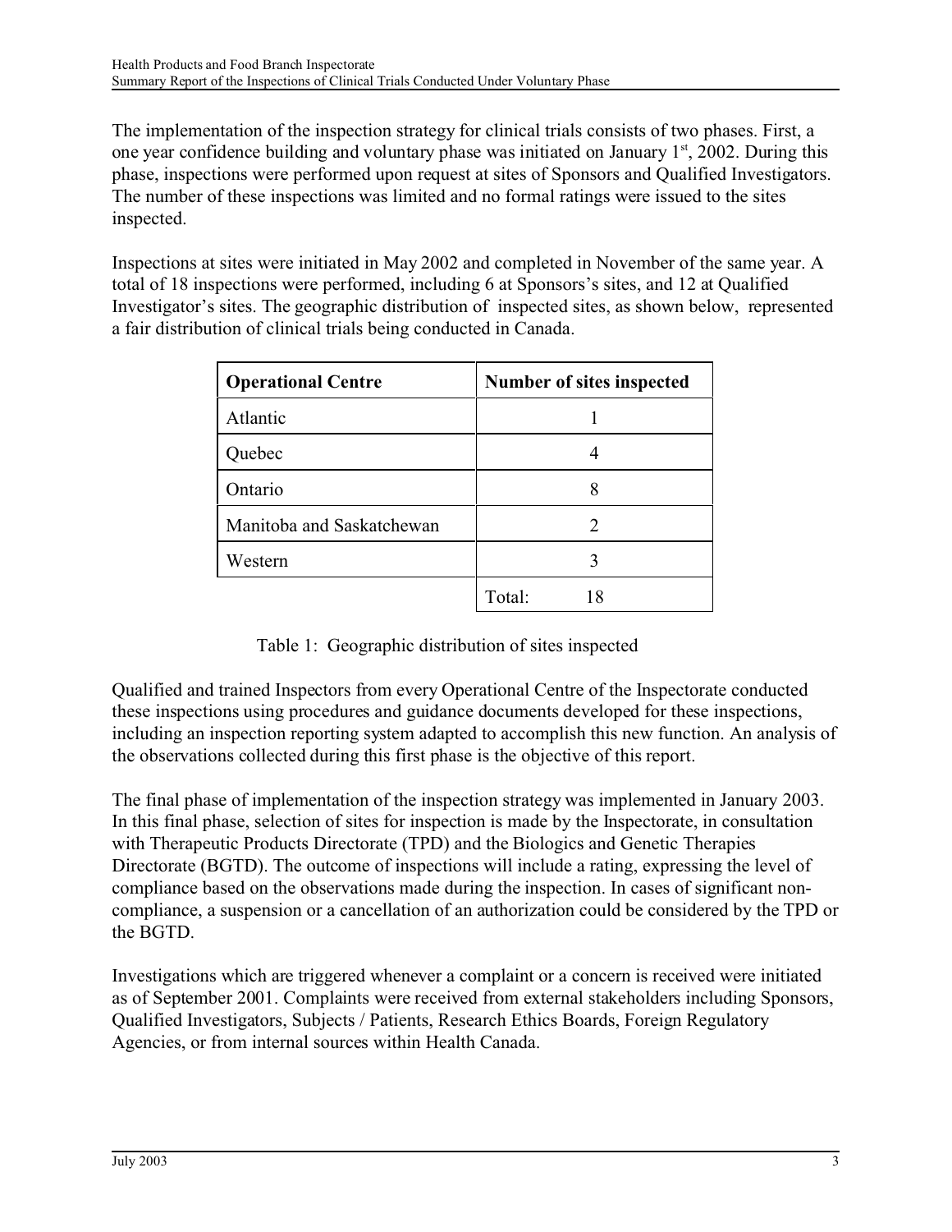The implementation of the inspection strategy for clinical trials consists of two phases. First, a one year confidence building and voluntary phase was initiated on January 1st, 2002. During this phase, inspections were performed upon request at sites of Sponsors and Qualified Investigators. The number of these inspections was limited and no formal ratings were issued to the sites inspected.

Inspections at sites were initiated in May 2002 and completed in November of the same year. A total of 18 inspections were performed, including 6 at Sponsors's sites, and 12 at Qualified Investigator's sites. The geographic distribution of inspected sites, as shown below, represented a fair distribution of clinical trials being conducted in Canada.

| Operational Centre | Number of sites inspected |
|---|---|
| Atlantic | 1 |
| Quebec | 4 |
| Ontario | 8 |
| Manitoba and Saskatchewan | 2 |
| Western | 3 |
| | Total: 18 |

Table 1: Geographic distribution of sites inspected

Qualified and trained Inspectors from every Operational Centre of the Inspectorate conducted these inspections using procedures and guidance documents developed for these inspections, including an inspection reporting system adapted to accomplish this new function. An analysis of the observations collected during this first phase is the objective of this report.

The final phase of implementation of the inspection strategy was implemented in January 2003. In this final phase, selection of sites for inspection is made by the Inspectorate, in consultation with Therapeutic Products Directorate (TPD) and the Biologics and Genetic Therapies Directorate (BGTD). The outcome of inspections will include a rating, expressing the level of compliance based on the observations made during the inspection. In cases of significant non-compliance, a suspension or a cancellation of an authorization could be considered by the TPD or the BGTD.

Investigations which are triggered whenever a complaint or a concern is received were initiated as of September 2001. Complaints were received from external stakeholders including Sponsors, Qualified Investigators, Subjects / Patients, Research Ethics Boards, Foreign Regulatory Agencies, or from internal sources within Health Canada.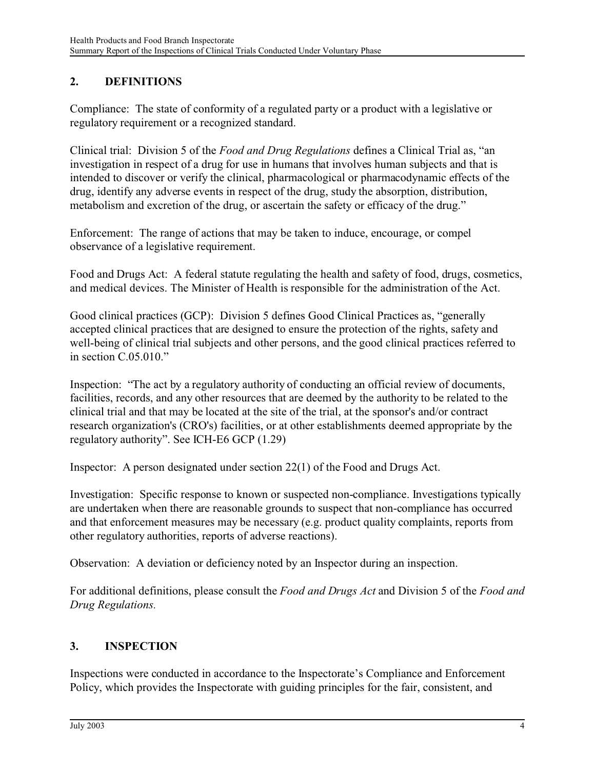## 2. DEFINITIONS

Compliance: The state of conformity of a regulated party or a product with a legislative or regulatory requirement or a recognized standard.

Clinical trial: Division 5 of the *Food and Drug Regulations* defines a Clinical Trial as, "an investigation in respect of a drug for use in humans that involves human subjects and that is intended to discover or verify the clinical, pharmacological or pharmacodynamic effects of the drug, identify any adverse events in respect of the drug, study the absorption, distribution, metabolism and excretion of the drug, or ascertain the safety or efficacy of the drug."

Enforcement: The range of actions that may be taken to induce, encourage, or compel observance of a legislative requirement.

Food and Drugs Act: A federal statute regulating the health and safety of food, drugs, cosmetics, and medical devices. The Minister of Health is responsible for the administration of the Act.

Good clinical practices (GCP): Division 5 defines Good Clinical Practices as, "generally accepted clinical practices that are designed to ensure the protection of the rights, safety and well-being of clinical trial subjects and other persons, and the good clinical practices referred to in section C.05.010."

Inspection: "The act by a regulatory authority of conducting an official review of documents, facilities, records, and any other resources that are deemed by the authority to be related to the clinical trial and that may be located at the site of the trial, at the sponsor's and/or contract research organization's (CRO's) facilities, or at other establishments deemed appropriate by the regulatory authority". See ICH-E6 GCP (1.29)

Inspector: A person designated under section 22(1) of the Food and Drugs Act.

Investigation: Specific response to known or suspected non-compliance. Investigations typically are undertaken when there are reasonable grounds to suspect that non-compliance has occurred and that enforcement measures may be necessary (e.g. product quality complaints, reports from other regulatory authorities, reports of adverse reactions).

Observation: A deviation or deficiency noted by an Inspector during an inspection.

For additional definitions, please consult the *Food and Drugs Act* and Division 5 of the *Food and Drug Regulations.*

## 3. INSPECTION

Inspections were conducted in accordance to the Inspectorate's Compliance and Enforcement Policy, which provides the Inspectorate with guiding principles for the fair, consistent, and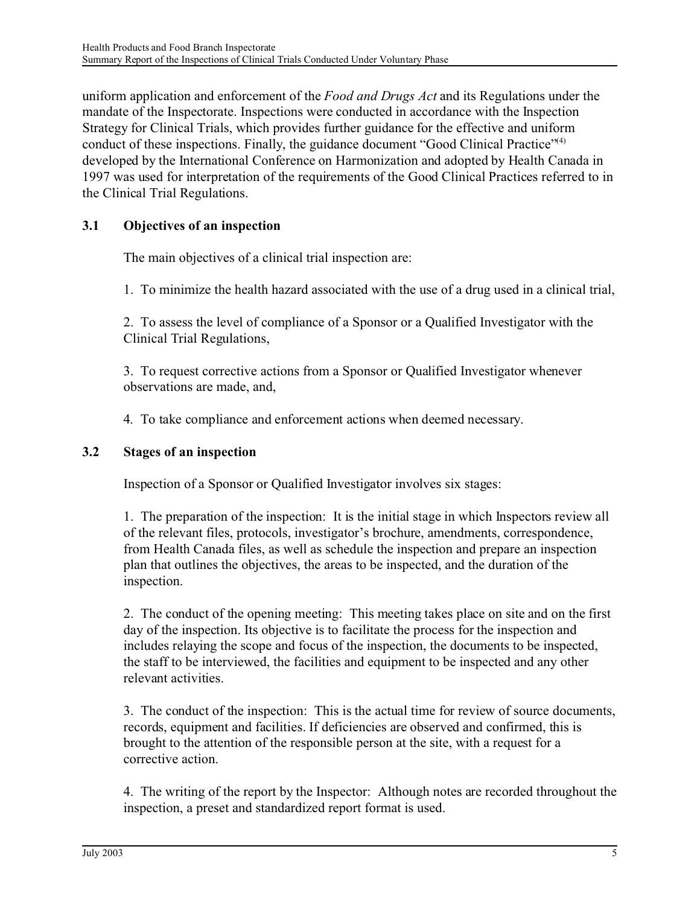uniform application and enforcement of the *Food and Drugs Act* and its Regulations under the mandate of the Inspectorate. Inspections were conducted in accordance with the Inspection Strategy for Clinical Trials, which provides further guidance for the effective and uniform conduct of these inspections. Finally, the guidance document "Good Clinical Practice"[4] developed by the International Conference on Harmonization and adopted by Health Canada in 1997 was used for interpretation of the requirements of the Good Clinical Practices referred to in the Clinical Trial Regulations.

### 3.1 Objectives of an inspection

The main objectives of a clinical trial inspection are:

1. To minimize the health hazard associated with the use of a drug used in a clinical trial,

2. To assess the level of compliance of a Sponsor or a Qualified Investigator with the Clinical Trial Regulations,

3. To request corrective actions from a Sponsor or Qualified Investigator whenever observations are made, and,

4. To take compliance and enforcement actions when deemed necessary.

### 3.2 Stages of an inspection

Inspection of a Sponsor or Qualified Investigator involves six stages:

1. The preparation of the inspection: It is the initial stage in which Inspectors review all of the relevant files, protocols, investigator's brochure, amendments, correspondence, from Health Canada files, as well as schedule the inspection and prepare an inspection plan that outlines the objectives, the areas to be inspected, and the duration of the inspection.

2. The conduct of the opening meeting: This meeting takes place on site and on the first day of the inspection. Its objective is to facilitate the process for the inspection and includes relaying the scope and focus of the inspection, the documents to be inspected, the staff to be interviewed, the facilities and equipment to be inspected and any other relevant activities.

3. The conduct of the inspection: This is the actual time for review of source documents, records, equipment and facilities. If deficiencies are observed and confirmed, this is brought to the attention of the responsible person at the site, with a request for a corrective action.

4. The writing of the report by the Inspector: Although notes are recorded throughout the inspection, a preset and standardized report format is used.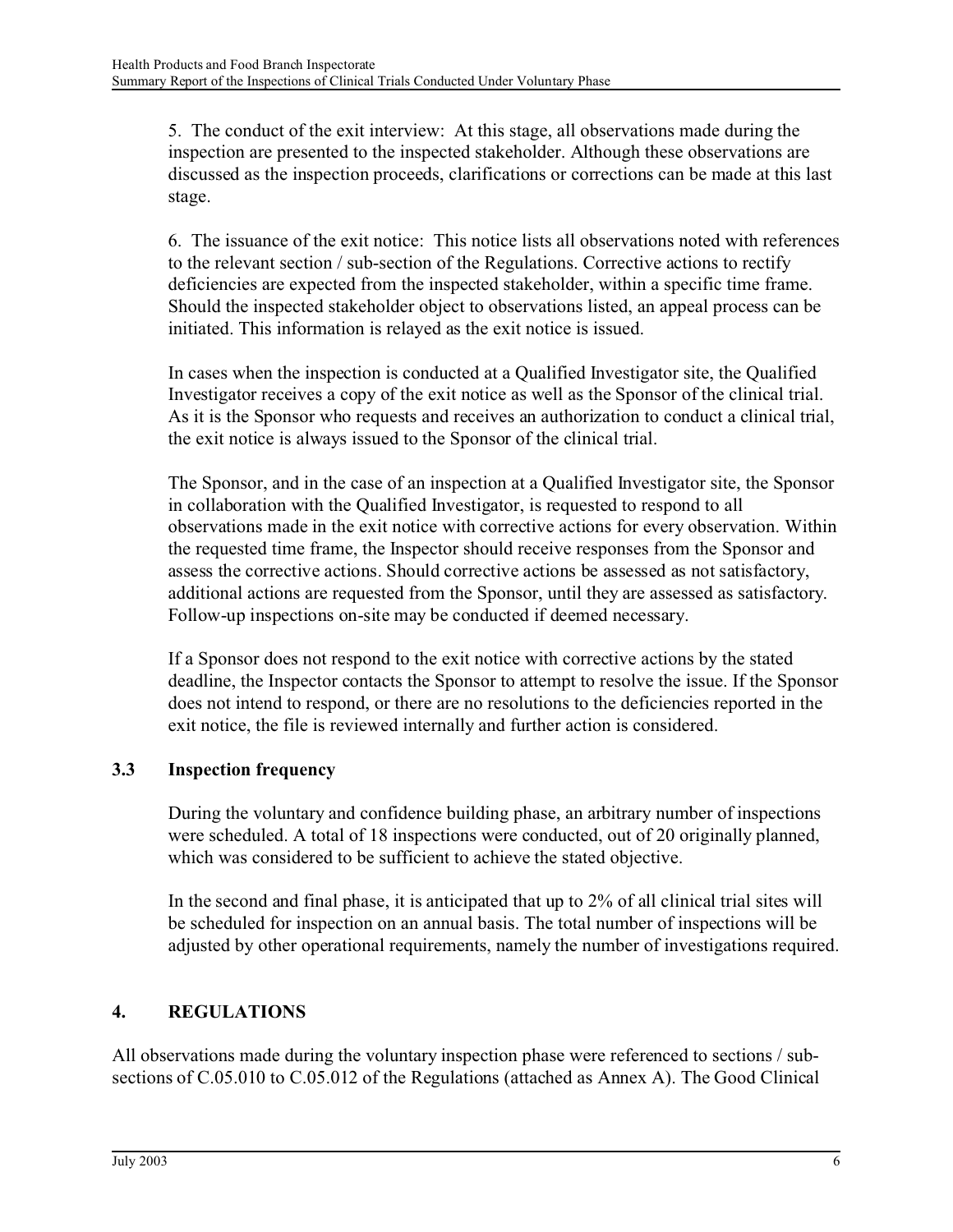5. The conduct of the exit interview: At this stage, all observations made during the inspection are presented to the inspected stakeholder. Although these observations are discussed as the inspection proceeds, clarifications or corrections can be made at this last stage.

6. The issuance of the exit notice: This notice lists all observations noted with references to the relevant section / sub-section of the Regulations. Corrective actions to rectify deficiencies are expected from the inspected stakeholder, within a specific time frame. Should the inspected stakeholder object to observations listed, an appeal process can be initiated. This information is relayed as the exit notice is issued.

In cases when the inspection is conducted at a Qualified Investigator site, the Qualified Investigator receives a copy of the exit notice as well as the Sponsor of the clinical trial. As it is the Sponsor who requests and receives an authorization to conduct a clinical trial, the exit notice is always issued to the Sponsor of the clinical trial.

The Sponsor, and in the case of an inspection at a Qualified Investigator site, the Sponsor in collaboration with the Qualified Investigator, is requested to respond to all observations made in the exit notice with corrective actions for every observation. Within the requested time frame, the Inspector should receive responses from the Sponsor and assess the corrective actions. Should corrective actions be assessed as not satisfactory, additional actions are requested from the Sponsor, until they are assessed as satisfactory. Follow-up inspections on-site may be conducted if deemed necessary.

If a Sponsor does not respond to the exit notice with corrective actions by the stated deadline, the Inspector contacts the Sponsor to attempt to resolve the issue. If the Sponsor does not intend to respond, or there are no resolutions to the deficiencies reported in the exit notice, the file is reviewed internally and further action is considered.

### 3.3 Inspection frequency

During the voluntary and confidence building phase, an arbitrary number of inspections were scheduled. A total of 18 inspections were conducted, out of 20 originally planned, which was considered to be sufficient to achieve the stated objective.

In the second and final phase, it is anticipated that up to 2% of all clinical trial sites will be scheduled for inspection on an annual basis. The total number of inspections will be adjusted by other operational requirements, namely the number of investigations required.

## 4. REGULATIONS

All observations made during the voluntary inspection phase were referenced to sections / sub-sections of C.05.010 to C.05.012 of the Regulations (attached as Annex A). The Good Clinical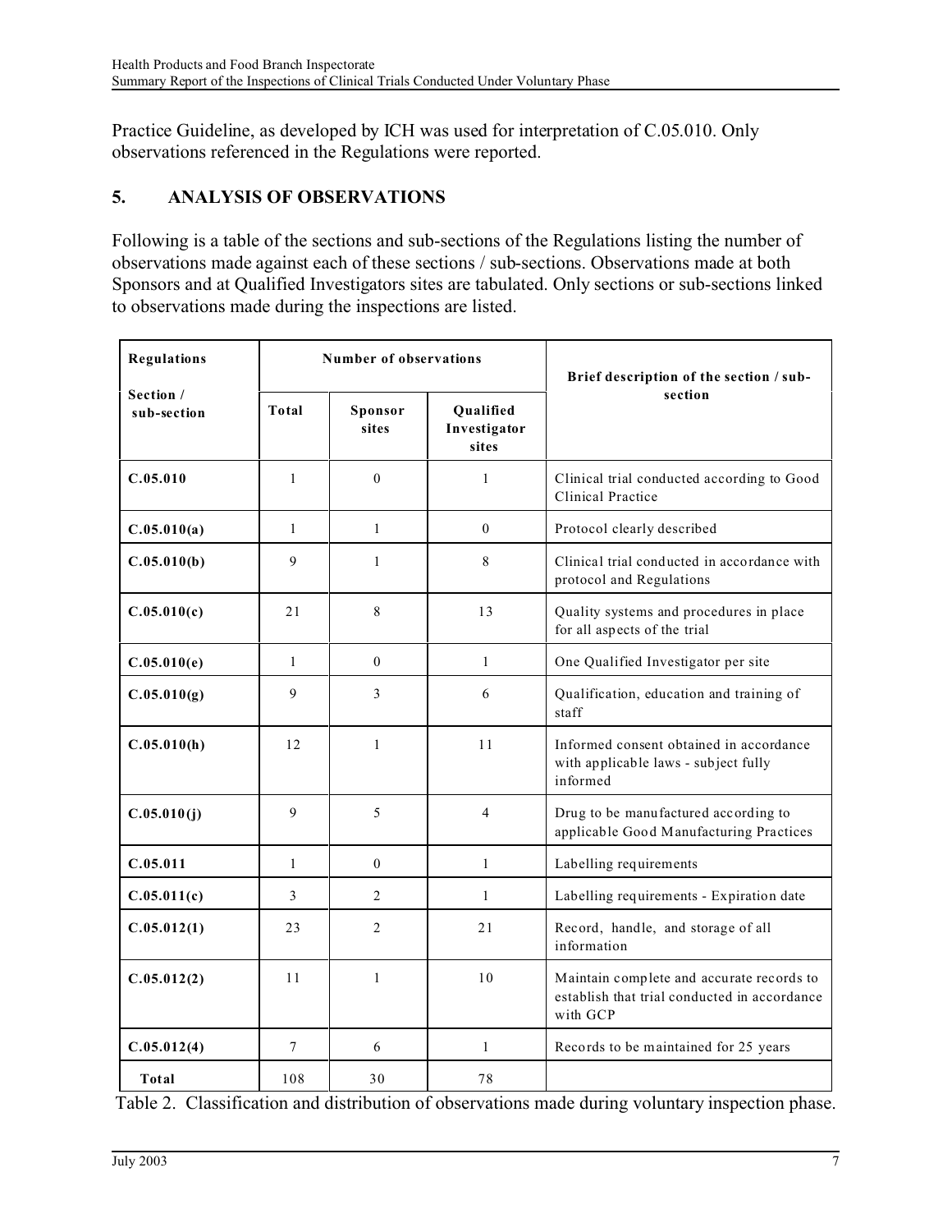Practice Guideline, as developed by ICH was used for interpretation of C.05.010. Only observations referenced in the Regulations were reported.

## 5. ANALYSIS OF OBSERVATIONS

Following is a table of the sections and sub-sections of the Regulations listing the number of observations made against each of these sections / sub-sections. Observations made at both Sponsors and at Qualified Investigators sites are tabulated. Only sections or sub-sections linked to observations made during the inspections are listed.

| Regulations | Number of observations | | | Brief description of the section / sub-section |
|---|---|---|---|---|
| Section / sub-section | Total | Sponsor sites | Qualified Investigator sites | |
| **C.05.010** | 1 | 0 | 1 | Clinical trial conducted according to Good Clinical Practice |
| **C.05.010(a)** | 1 | 1 | 0 | Protocol clearly described |
| **C.05.010(b)** | 9 | 1 | 8 | Clinical trial conducted in accordance with protocol and Regulations |
| **C.05.010(c)** | 21 | 8 | 13 | Quality systems and procedures in place for all aspects of the trial |
| **C.05.010(e)** | 1 | 0 | 1 | One Qualified Investigator per site |
| **C.05.010(g)** | 9 | 3 | 6 | Qualification, education and training of staff |
| **C.05.010(h)** | 12 | 1 | 11 | Informed consent obtained in accordance with applicable laws - subject fully informed |
| **C.05.010(j)** | 9 | 5 | 4 | Drug to be manufactured according to applicable Good Manufacturing Practices |
| **C.05.011** | 1 | 0 | 1 | Labelling requirements |
| **C.05.011(c)** | 3 | 2 | 1 | Labelling requirements - Expiration date |
| **C.05.012(1)** | 23 | 2 | 21 | Record, handle, and storage of all information |
| **C.05.012(2)** | 11 | 1 | 10 | Maintain complete and accurate records to establish that trial conducted in accordance with GCP |
| **C.05.012(4)** | 7 | 6 | 1 | Records to be maintained for 25 years |
| **Total** | 108 | 30 | 78 | |

Table 2. Classification and distribution of observations made during voluntary inspection phase.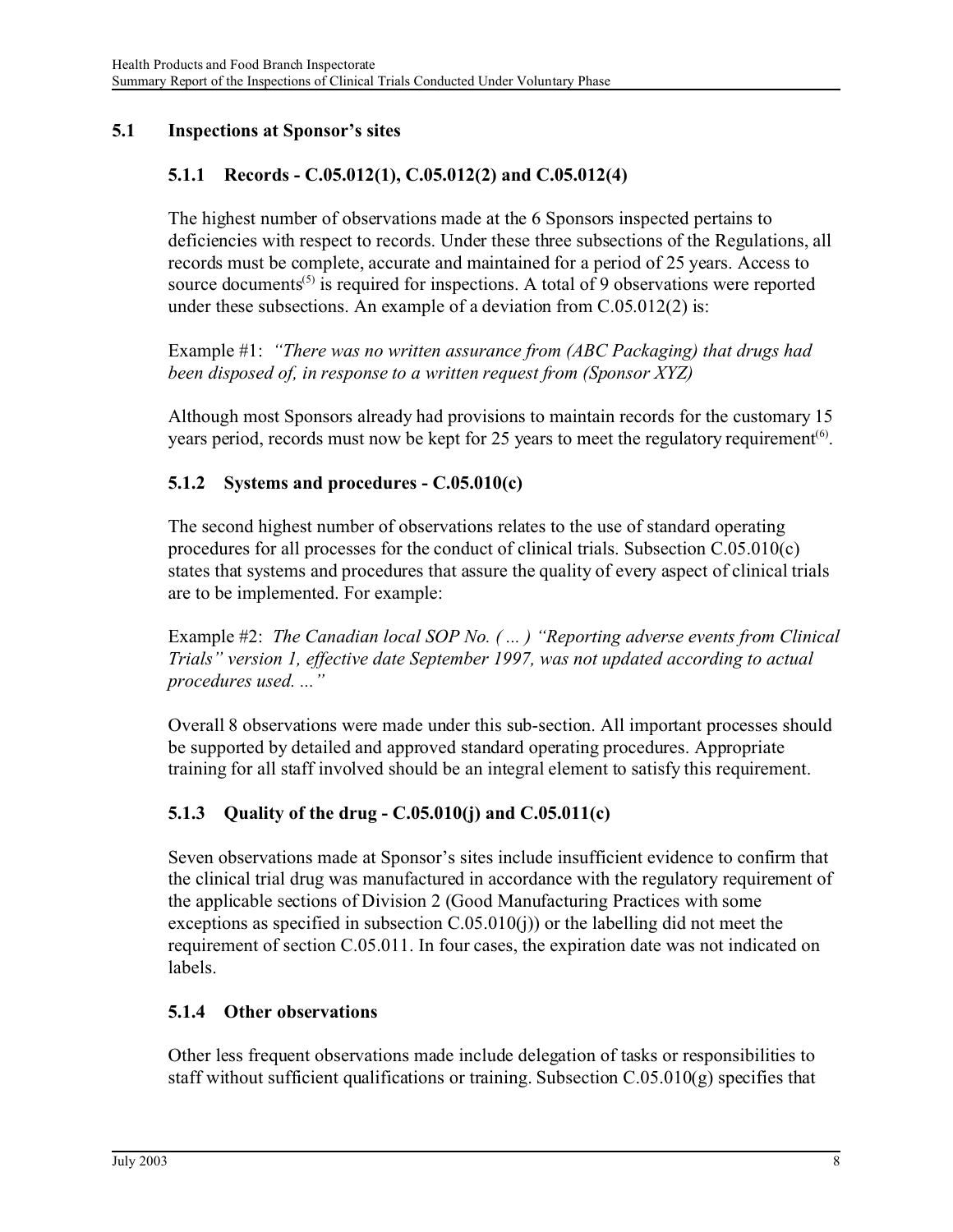## 5.1 Inspections at Sponsor's sites

### 5.1.1 Records - C.05.012(1), C.05.012(2) and C.05.012(4)

The highest number of observations made at the 6 Sponsors inspected pertains to deficiencies with respect to records. Under these three subsections of the Regulations, all records must be complete, accurate and maintained for a period of 25 years. Access to source documents[5] is required for inspections. A total of 9 observations were reported under these subsections. An example of a deviation from C.05.012(2) is:

Example #1: *"There was no written assurance from (ABC Packaging) that drugs had been disposed of, in response to a written request from (Sponsor XYZ)*

Although most Sponsors already had provisions to maintain records for the customary 15 years period, records must now be kept for 25 years to meet the regulatory requirement[6].

### 5.1.2 Systems and procedures - C.05.010(c)

The second highest number of observations relates to the use of standard operating procedures for all processes for the conduct of clinical trials. Subsection C.05.010(c) states that systems and procedures that assure the quality of every aspect of clinical trials are to be implemented. For example:

Example #2: *The Canadian local SOP No. ( ... ) "Reporting adverse events from Clinical Trials" version 1, effective date September 1997, was not updated according to actual procedures used. ..."*

Overall 8 observations were made under this sub-section. All important processes should be supported by detailed and approved standard operating procedures. Appropriate training for all staff involved should be an integral element to satisfy this requirement.

### 5.1.3 Quality of the drug - C.05.010(j) and C.05.011(c)

Seven observations made at Sponsor's sites include insufficient evidence to confirm that the clinical trial drug was manufactured in accordance with the regulatory requirement of the applicable sections of Division 2 (Good Manufacturing Practices with some exceptions as specified in subsection C.05.010(j)) or the labelling did not meet the requirement of section C.05.011. In four cases, the expiration date was not indicated on labels.

### 5.1.4 Other observations

Other less frequent observations made include delegation of tasks or responsibilities to staff without sufficient qualifications or training. Subsection C.05.010(g) specifies that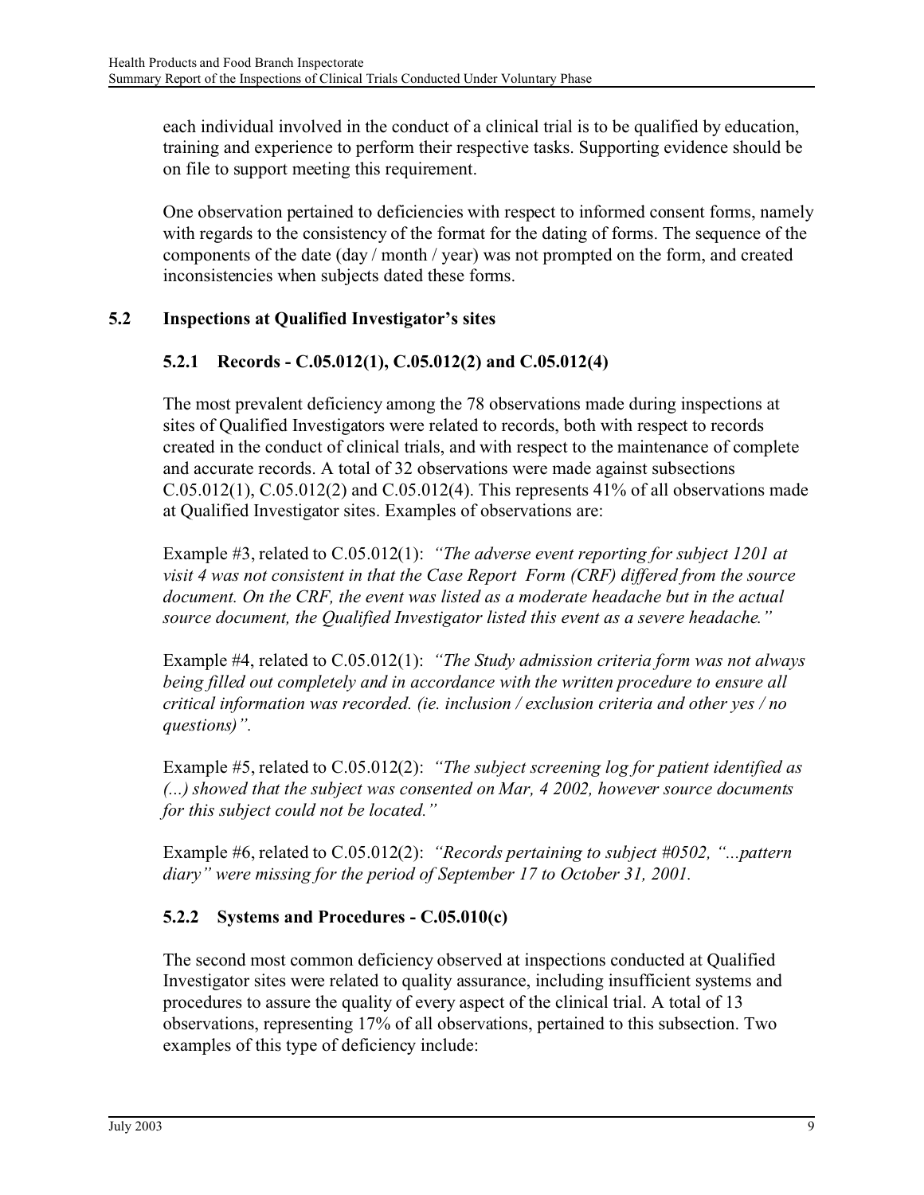each individual involved in the conduct of a clinical trial is to be qualified by education, training and experience to perform their respective tasks. Supporting evidence should be on file to support meeting this requirement.

One observation pertained to deficiencies with respect to informed consent forms, namely with regards to the consistency of the format for the dating of forms. The sequence of the components of the date (day / month / year) was not prompted on the form, and created inconsistencies when subjects dated these forms.

## 5.2 Inspections at Qualified Investigator's sites

### 5.2.1 Records - C.05.012(1), C.05.012(2) and C.05.012(4)

The most prevalent deficiency among the 78 observations made during inspections at sites of Qualified Investigators were related to records, both with respect to records created in the conduct of clinical trials, and with respect to the maintenance of complete and accurate records. A total of 32 observations were made against subsections C.05.012(1), C.05.012(2) and C.05.012(4). This represents 41% of all observations made at Qualified Investigator sites. Examples of observations are:

Example #3, related to C.05.012(1): *"The adverse event reporting for subject 1201 at visit 4 was not consistent in that the Case Report Form (CRF) differed from the source document. On the CRF, the event was listed as a moderate headache but in the actual source document, the Qualified Investigator listed this event as a severe headache."*

Example #4, related to C.05.012(1): *"The Study admission criteria form was not always being filled out completely and in accordance with the written procedure to ensure all critical information was recorded. (ie. inclusion / exclusion criteria and other yes / no questions)".*

Example #5, related to C.05.012(2): *"The subject screening log for patient identified as (...) showed that the subject was consented on Mar, 4 2002, however source documents for this subject could not be located."*

Example #6, related to C.05.012(2): *"Records pertaining to subject #0502, "...pattern diary" were missing for the period of September 17 to October 31, 2001.*

### 5.2.2 Systems and Procedures - C.05.010(c)

The second most common deficiency observed at inspections conducted at Qualified Investigator sites were related to quality assurance, including insufficient systems and procedures to assure the quality of every aspect of the clinical trial. A total of 13 observations, representing 17% of all observations, pertained to this subsection. Two examples of this type of deficiency include: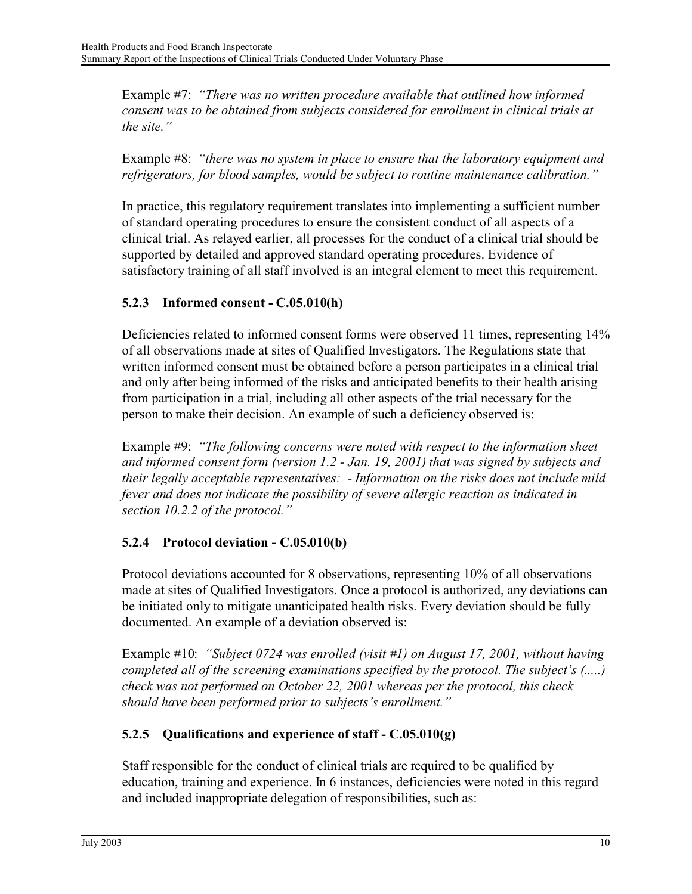Example #7: *"There was no written procedure available that outlined how informed consent was to be obtained from subjects considered for enrollment in clinical trials at the site."*

Example #8: *"there was no system in place to ensure that the laboratory equipment and refrigerators, for blood samples, would be subject to routine maintenance calibration."*

In practice, this regulatory requirement translates into implementing a sufficient number of standard operating procedures to ensure the consistent conduct of all aspects of a clinical trial. As relayed earlier, all processes for the conduct of a clinical trial should be supported by detailed and approved standard operating procedures. Evidence of satisfactory training of all staff involved is an integral element to meet this requirement.

### 5.2.3 Informed consent - C.05.010(h)

Deficiencies related to informed consent forms were observed 11 times, representing 14% of all observations made at sites of Qualified Investigators. The Regulations state that written informed consent must be obtained before a person participates in a clinical trial and only after being informed of the risks and anticipated benefits to their health arising from participation in a trial, including all other aspects of the trial necessary for the person to make their decision. An example of such a deficiency observed is:

Example #9: *"The following concerns were noted with respect to the information sheet and informed consent form (version 1.2 - Jan. 19, 2001) that was signed by subjects and their legally acceptable representatives: - Information on the risks does not include mild fever and does not indicate the possibility of severe allergic reaction as indicated in section 10.2.2 of the protocol."*

### 5.2.4 Protocol deviation - C.05.010(b)

Protocol deviations accounted for 8 observations, representing 10% of all observations made at sites of Qualified Investigators. Once a protocol is authorized, any deviations can be initiated only to mitigate unanticipated health risks. Every deviation should be fully documented. An example of a deviation observed is:

Example #10: *"Subject 0724 was enrolled (visit #1) on August 17, 2001, without having completed all of the screening examinations specified by the protocol. The subject's (.....) check was not performed on October 22, 2001 whereas per the protocol, this check should have been performed prior to subjects's enrollment."*

### 5.2.5 Qualifications and experience of staff - C.05.010(g)

Staff responsible for the conduct of clinical trials are required to be qualified by education, training and experience. In 6 instances, deficiencies were noted in this regard and included inappropriate delegation of responsibilities, such as: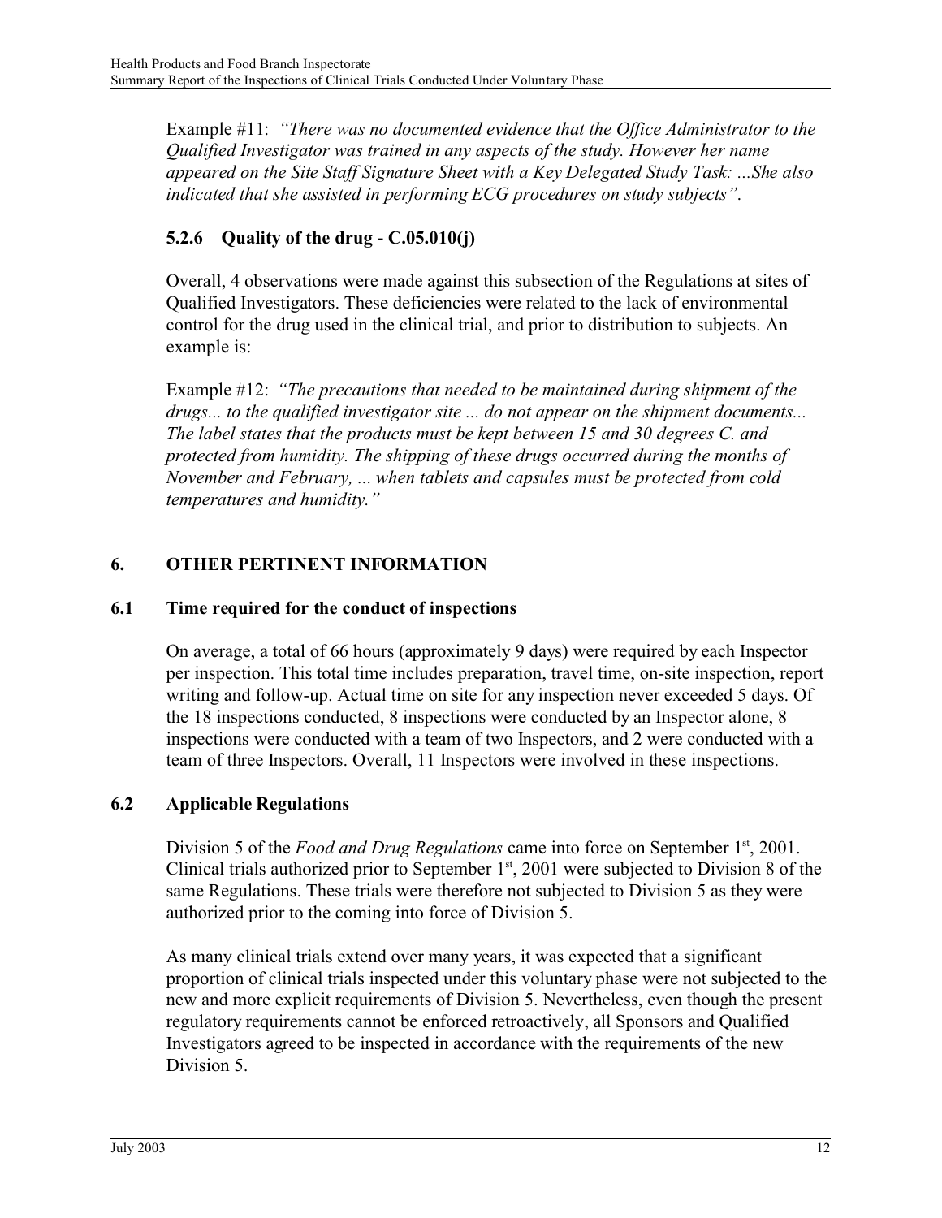Example #11: *"There was no documented evidence that the Office Administrator to the Qualified Investigator was trained in any aspects of the study. However her name appeared on the Site Staff Signature Sheet with a Key Delegated Study Task: ...She also indicated that she assisted in performing ECG procedures on study subjects"*.

### 5.2.6 Quality of the drug - C.05.010(j)

Overall, 4 observations were made against this subsection of the Regulations at sites of Qualified Investigators. These deficiencies were related to the lack of environmental control for the drug used in the clinical trial, and prior to distribution to subjects. An example is:

Example #12: *"The precautions that needed to be maintained during shipment of the drugs... to the qualified investigator site ... do not appear on the shipment documents... The label states that the products must be kept between 15 and 30 degrees C. and protected from humidity. The shipping of these drugs occurred during the months of November and February, ... when tablets and capsules must be protected from cold temperatures and humidity."*

## 6. OTHER PERTINENT INFORMATION

### 6.1 Time required for the conduct of inspections

On average, a total of 66 hours (approximately 9 days) were required by each Inspector per inspection. This total time includes preparation, travel time, on-site inspection, report writing and follow-up. Actual time on site for any inspection never exceeded 5 days. Of the 18 inspections conducted, 8 inspections were conducted by an Inspector alone, 8 inspections were conducted with a team of two Inspectors, and 2 were conducted with a team of three Inspectors. Overall, 11 Inspectors were involved in these inspections.

### 6.2 Applicable Regulations

Division 5 of the *Food and Drug Regulations* came into force on September 1st, 2001. Clinical trials authorized prior to September 1st, 2001 were subjected to Division 8 of the same Regulations. These trials were therefore not subjected to Division 5 as they were authorized prior to the coming into force of Division 5.

As many clinical trials extend over many years, it was expected that a significant proportion of clinical trials inspected under this voluntary phase were not subjected to the new and more explicit requirements of Division 5. Nevertheless, even though the present regulatory requirements cannot be enforced retroactively, all Sponsors and Qualified Investigators agreed to be inspected in accordance with the requirements of the new Division 5.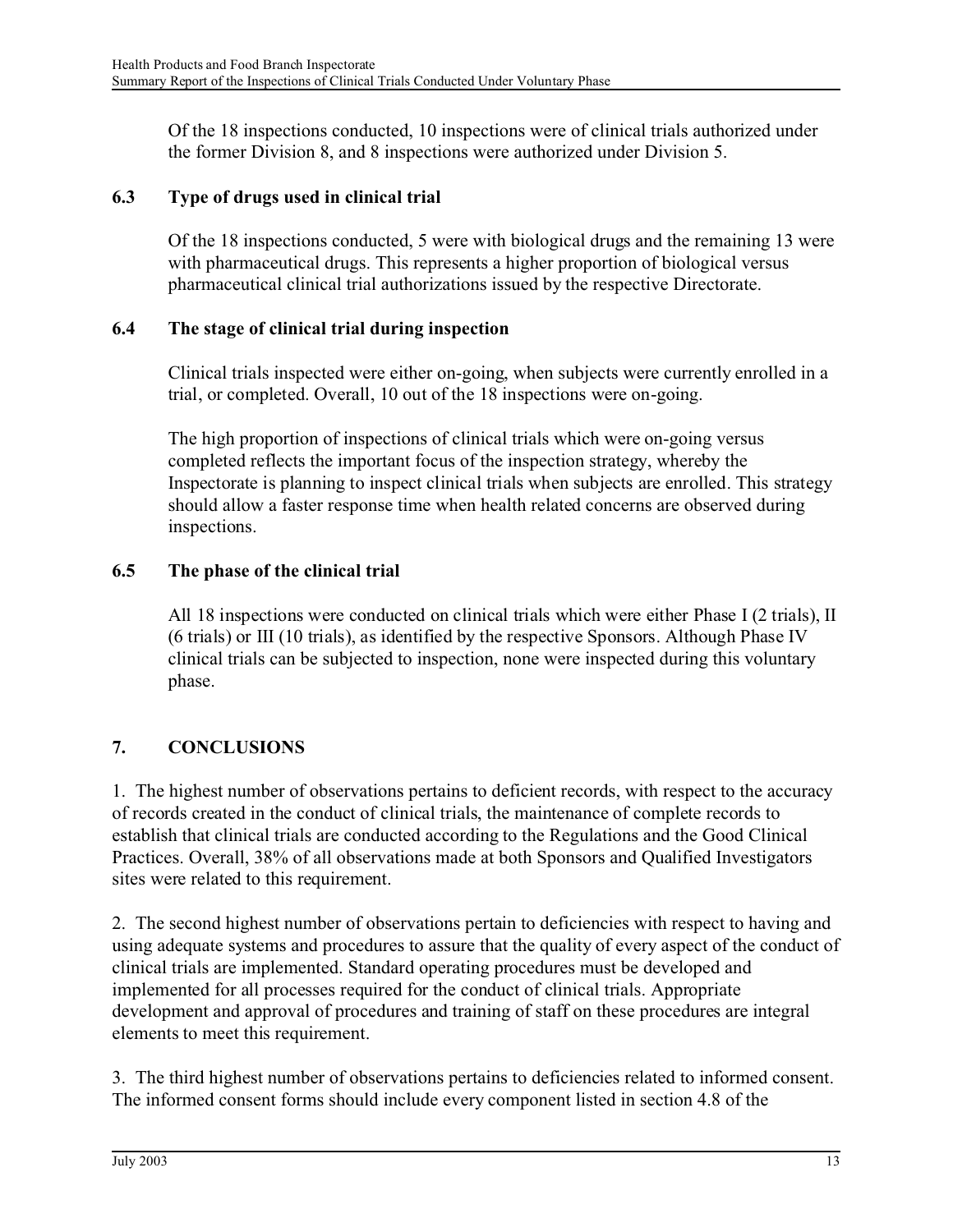Of the 18 inspections conducted, 10 inspections were of clinical trials authorized under the former Division 8, and 8 inspections were authorized under Division 5.

### 6.3 Type of drugs used in clinical trial

Of the 18 inspections conducted, 5 were with biological drugs and the remaining 13 were with pharmaceutical drugs. This represents a higher proportion of biological versus pharmaceutical clinical trial authorizations issued by the respective Directorate.

### 6.4 The stage of clinical trial during inspection

Clinical trials inspected were either on-going, when subjects were currently enrolled in a trial, or completed. Overall, 10 out of the 18 inspections were on-going.

The high proportion of inspections of clinical trials which were on-going versus completed reflects the important focus of the inspection strategy, whereby the Inspectorate is planning to inspect clinical trials when subjects are enrolled. This strategy should allow a faster response time when health related concerns are observed during inspections.

### 6.5 The phase of the clinical trial

All 18 inspections were conducted on clinical trials which were either Phase I (2 trials), II (6 trials) or III (10 trials), as identified by the respective Sponsors. Although Phase IV clinical trials can be subjected to inspection, none were inspected during this voluntary phase.

## 7. CONCLUSIONS

1. The highest number of observations pertains to deficient records, with respect to the accuracy of records created in the conduct of clinical trials, the maintenance of complete records to establish that clinical trials are conducted according to the Regulations and the Good Clinical Practices. Overall, 38% of all observations made at both Sponsors and Qualified Investigators sites were related to this requirement.

2. The second highest number of observations pertain to deficiencies with respect to having and using adequate systems and procedures to assure that the quality of every aspect of the conduct of clinical trials are implemented. Standard operating procedures must be developed and implemented for all processes required for the conduct of clinical trials. Appropriate development and approval of procedures and training of staff on these procedures are integral elements to meet this requirement.

3. The third highest number of observations pertains to deficiencies related to informed consent. The informed consent forms should include every component listed in section 4.8 of the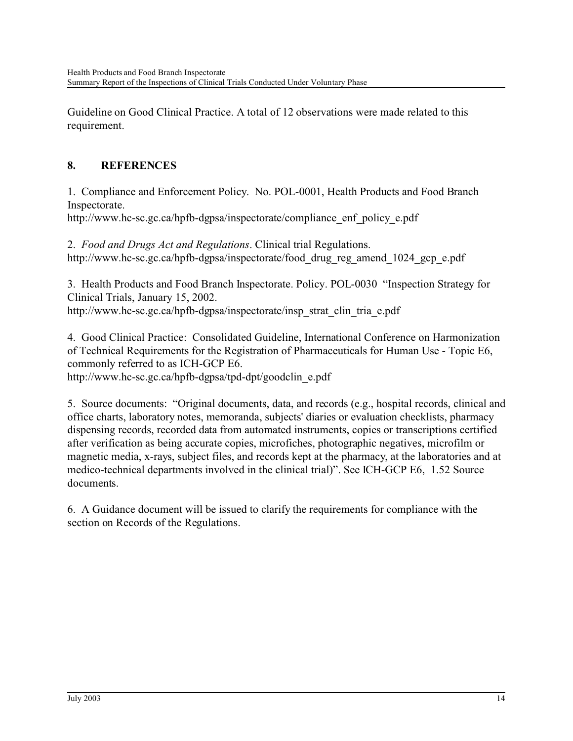Guideline on Good Clinical Practice. A total of 12 observations were made related to this requirement.

## 8. REFERENCES

1. Compliance and Enforcement Policy. No. POL-0001, Health Products and Food Branch Inspectorate.
http://www.hc-sc.gc.ca/hpfb-dgpsa/inspectorate/compliance_enf_policy_e.pdf

2. *Food and Drugs Act and Regulations*. Clinical trial Regulations.
http://www.hc-sc.gc.ca/hpfb-dgpsa/inspectorate/food_drug_reg_amend_1024_gcp_e.pdf

3. Health Products and Food Branch Inspectorate. Policy. POL-0030 "Inspection Strategy for Clinical Trials, January 15, 2002.
http://www.hc-sc.gc.ca/hpfb-dgpsa/inspectorate/insp_strat_clin_tria_e.pdf

4. Good Clinical Practice: Consolidated Guideline, International Conference on Harmonization of Technical Requirements for the Registration of Pharmaceuticals for Human Use - Topic E6, commonly referred to as ICH-GCP E6.
http://www.hc-sc.gc.ca/hpfb-dgpsa/tpd-dpt/goodclin_e.pdf

5. Source documents: "Original documents, data, and records (e.g., hospital records, clinical and office charts, laboratory notes, memoranda, subjects' diaries or evaluation checklists, pharmacy dispensing records, recorded data from automated instruments, copies or transcriptions certified after verification as being accurate copies, microfiches, photographic negatives, microfilm or magnetic media, x-rays, subject files, and records kept at the pharmacy, at the laboratories and at medico-technical departments involved in the clinical trial)". See ICH-GCP E6, 1.52 Source documents.

6. A Guidance document will be issued to clarify the requirements for compliance with the section on Records of the Regulations.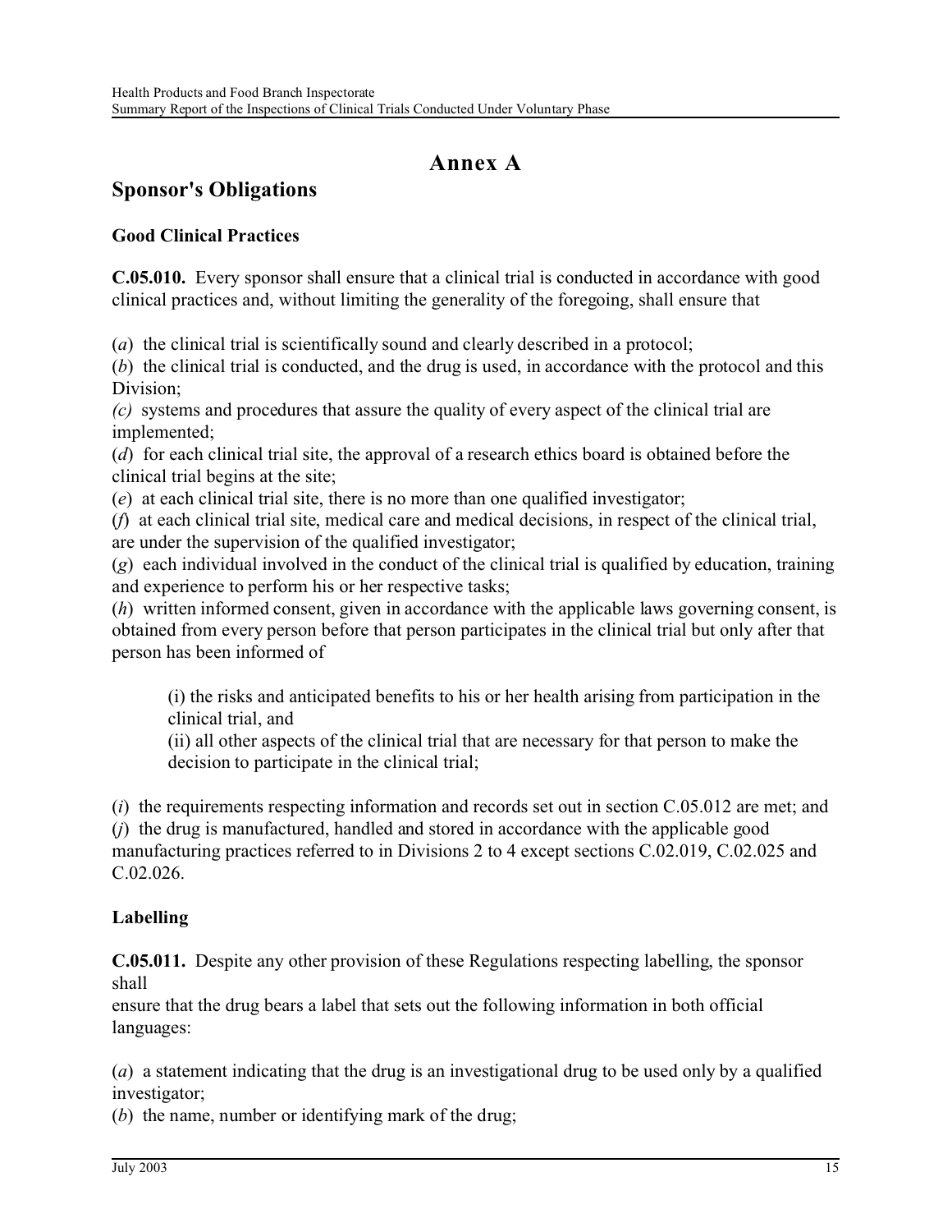# Annex A

## Sponsor's Obligations

### Good Clinical Practices

**C.05.010.** Every sponsor shall ensure that a clinical trial is conducted in accordance with good clinical practices and, without limiting the generality of the foregoing, shall ensure that

(*a*) the clinical trial is scientifically sound and clearly described in a protocol;
(*b*) the clinical trial is conducted, and the drug is used, in accordance with the protocol and this Division;
*(c)* systems and procedures that assure the quality of every aspect of the clinical trial are implemented;
(*d*) for each clinical trial site, the approval of a research ethics board is obtained before the clinical trial begins at the site;
(*e*) at each clinical trial site, there is no more than one qualified investigator;
(*f*) at each clinical trial site, medical care and medical decisions, in respect of the clinical trial, are under the supervision of the qualified investigator;
(*g*) each individual involved in the conduct of the clinical trial is qualified by education, training and experience to perform his or her respective tasks;
(*h*) written informed consent, given in accordance with the applicable laws governing consent, is obtained from every person before that person participates in the clinical trial but only after that person has been informed of

> (i) the risks and anticipated benefits to his or her health arising from participation in the clinical trial, and
> (ii) all other aspects of the clinical trial that are necessary for that person to make the decision to participate in the clinical trial;

(*i*) the requirements respecting information and records set out in section C.05.012 are met; and
(*j*) the drug is manufactured, handled and stored in accordance with the applicable good manufacturing practices referred to in Divisions 2 to 4 except sections C.02.019, C.02.025 and C.02.026.

### Labelling

**C.05.011.** Despite any other provision of these Regulations respecting labelling, the sponsor shall
ensure that the drug bears a label that sets out the following information in both official languages:

(*a*) a statement indicating that the drug is an investigational drug to be used only by a qualified investigator;
(*b*) the name, number or identifying mark of the drug;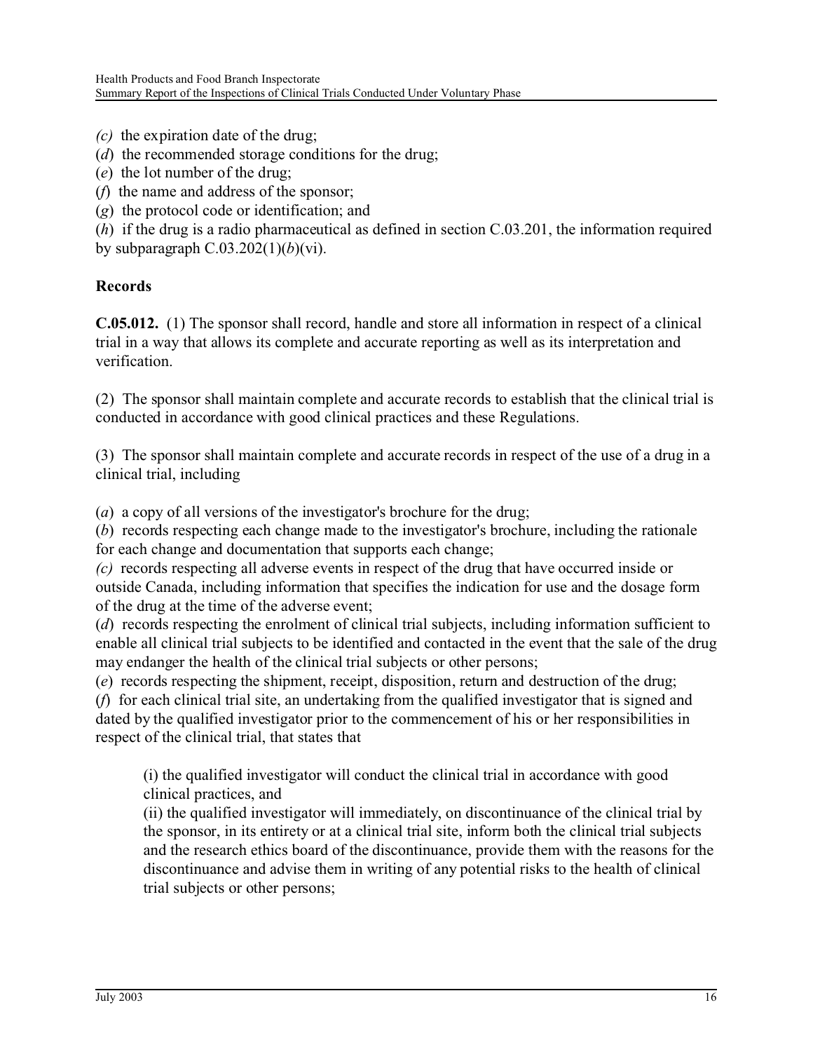*(c)* the expiration date of the drug;
(*d*) the recommended storage conditions for the drug;
(*e*) the lot number of the drug;
(*f*) the name and address of the sponsor;
(*g*) the protocol code or identification; and
(*h*) if the drug is a radio pharmaceutical as defined in section C.03.201, the information required by subparagraph C.03.202(1)(*b*)(vi).

**Records**

**C.05.012.** (1) The sponsor shall record, handle and store all information in respect of a clinical trial in a way that allows its complete and accurate reporting as well as its interpretation and verification.

(2) The sponsor shall maintain complete and accurate records to establish that the clinical trial is conducted in accordance with good clinical practices and these Regulations.

(3) The sponsor shall maintain complete and accurate records in respect of the use of a drug in a clinical trial, including

(*a*) a copy of all versions of the investigator's brochure for the drug;
(*b*) records respecting each change made to the investigator's brochure, including the rationale for each change and documentation that supports each change;
*(c)* records respecting all adverse events in respect of the drug that have occurred inside or outside Canada, including information that specifies the indication for use and the dosage form of the drug at the time of the adverse event;
(*d*) records respecting the enrolment of clinical trial subjects, including information sufficient to enable all clinical trial subjects to be identified and contacted in the event that the sale of the drug may endanger the health of the clinical trial subjects or other persons;
(*e*) records respecting the shipment, receipt, disposition, return and destruction of the drug;
(*f*) for each clinical trial site, an undertaking from the qualified investigator that is signed and dated by the qualified investigator prior to the commencement of his or her responsibilities in respect of the clinical trial, that states that

> (i) the qualified investigator will conduct the clinical trial in accordance with good clinical practices, and
> (ii) the qualified investigator will immediately, on discontinuance of the clinical trial by the sponsor, in its entirety or at a clinical trial site, inform both the clinical trial subjects and the research ethics board of the discontinuance, provide them with the reasons for the discontinuance and advise them in writing of any potential risks to the health of clinical trial subjects or other persons;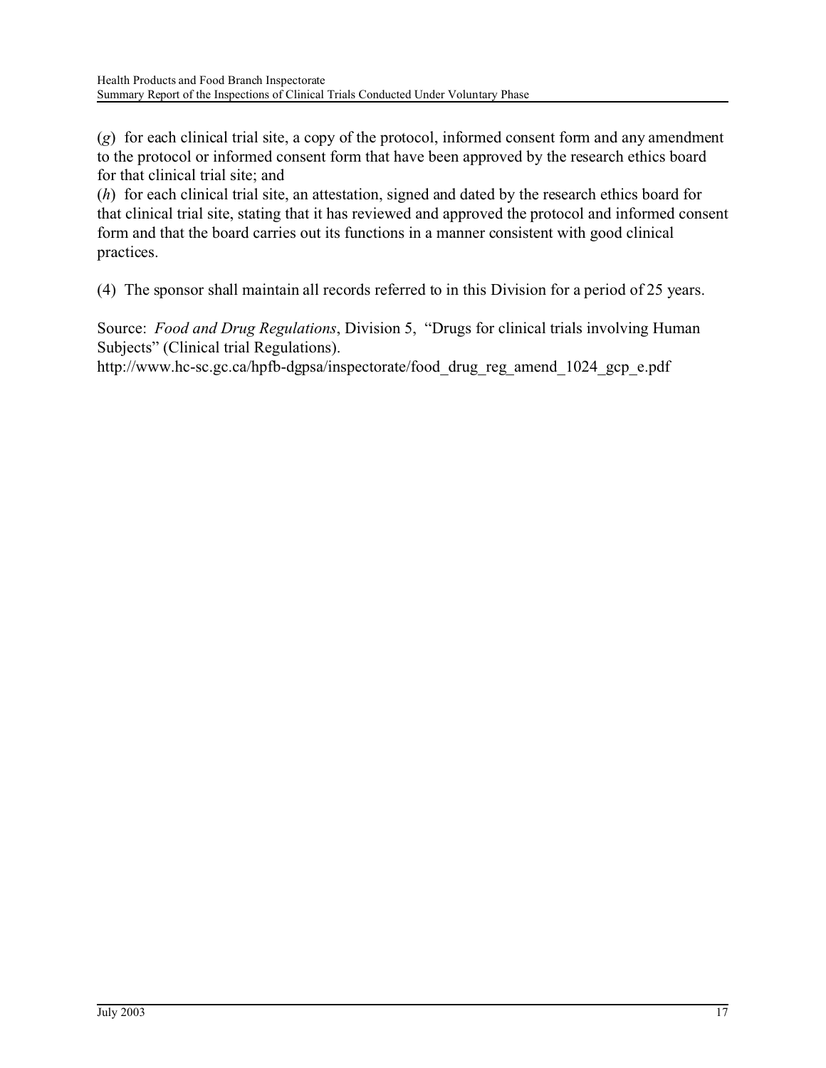(*g*) for each clinical trial site, a copy of the protocol, informed consent form and any amendment to the protocol or informed consent form that have been approved by the research ethics board for that clinical trial site; and

(*h*) for each clinical trial site, an attestation, signed and dated by the research ethics board for that clinical trial site, stating that it has reviewed and approved the protocol and informed consent form and that the board carries out its functions in a manner consistent with good clinical practices.

(4) The sponsor shall maintain all records referred to in this Division for a period of 25 years.

Source: *Food and Drug Regulations*, Division 5, "Drugs for clinical trials involving Human Subjects" (Clinical trial Regulations).
http://www.hc-sc.gc.ca/hpfb-dgpsa/inspectorate/food_drug_reg_amend_1024_gcp_e.pdf